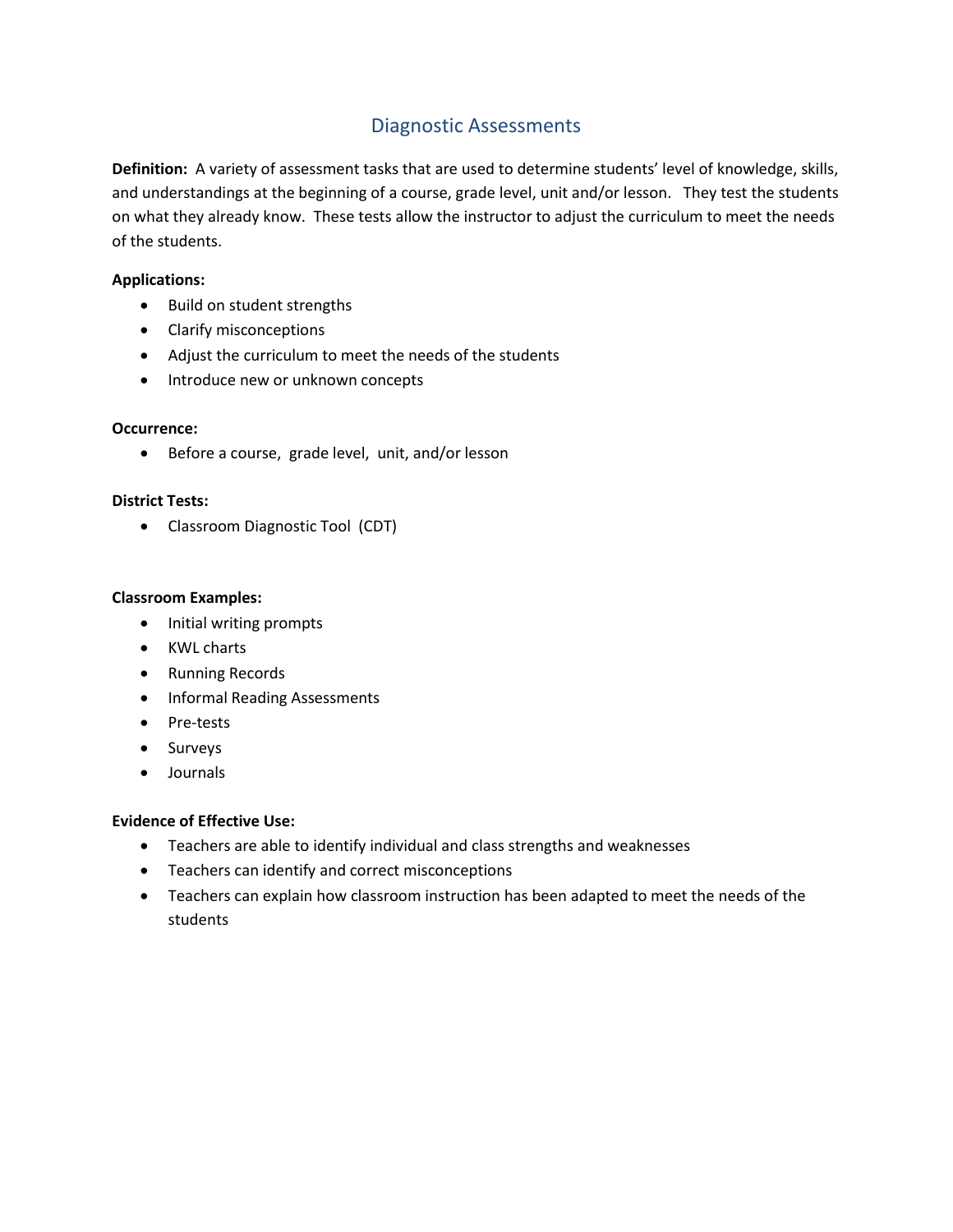# Diagnostic Assessments

**Definition:** A variety of assessment tasks that are used to determine students' level of knowledge, skills, and understandings at the beginning of a course, grade level, unit and/or lesson. They test the students on what they already know. These tests allow the instructor to adjust the curriculum to meet the needs of the students.

**Applications:**

- Build on student strengths
- Clarify misconceptions
- Adjust the curriculum to meet the needs of the students
- Introduce new or unknown concepts

**Occurrence:**

- Before a course, grade level, unit, and/or lesson

**District Tests:**

- Classroom Diagnostic Tool (CDT)

**Classroom Examples:**

- Initial writing prompts
- KWL charts
- Running Records
- Informal Reading Assessments
- Pre-tests
- Surveys
- Journals

**Evidence of Effective Use:**

- Teachers are able to identify individual and class strengths and weaknesses
- Teachers can identify and correct misconceptions
- Teachers can explain how classroom instruction has been adapted to meet the needs of the students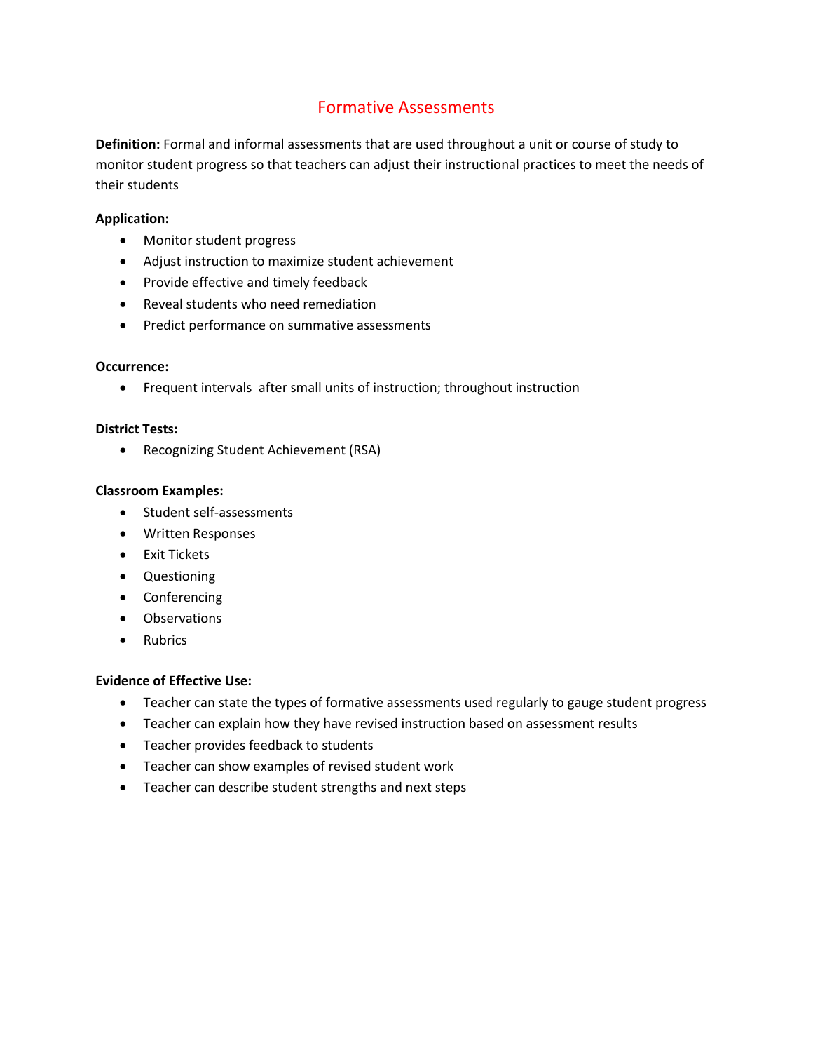# Formative Assessments

**Definition:** Formal and informal assessments that are used throughout a unit or course of study to monitor student progress so that teachers can adjust their instructional practices to meet the needs of their students

**Application:**

- Monitor student progress
- Adjust instruction to maximize student achievement
- Provide effective and timely feedback
- Reveal students who need remediation
- Predict performance on summative assessments

**Occurrence:**

- Frequent intervals after small units of instruction; throughout instruction

**District Tests:**

- Recognizing Student Achievement (RSA)

**Classroom Examples:**

- Student self-assessments
- Written Responses
- Exit Tickets
- Questioning
- Conferencing
- Observations
- Rubrics

**Evidence of Effective Use:**

- Teacher can state the types of formative assessments used regularly to gauge student progress
- Teacher can explain how they have revised instruction based on assessment results
- Teacher provides feedback to students
- Teacher can show examples of revised student work
- Teacher can describe student strengths and next steps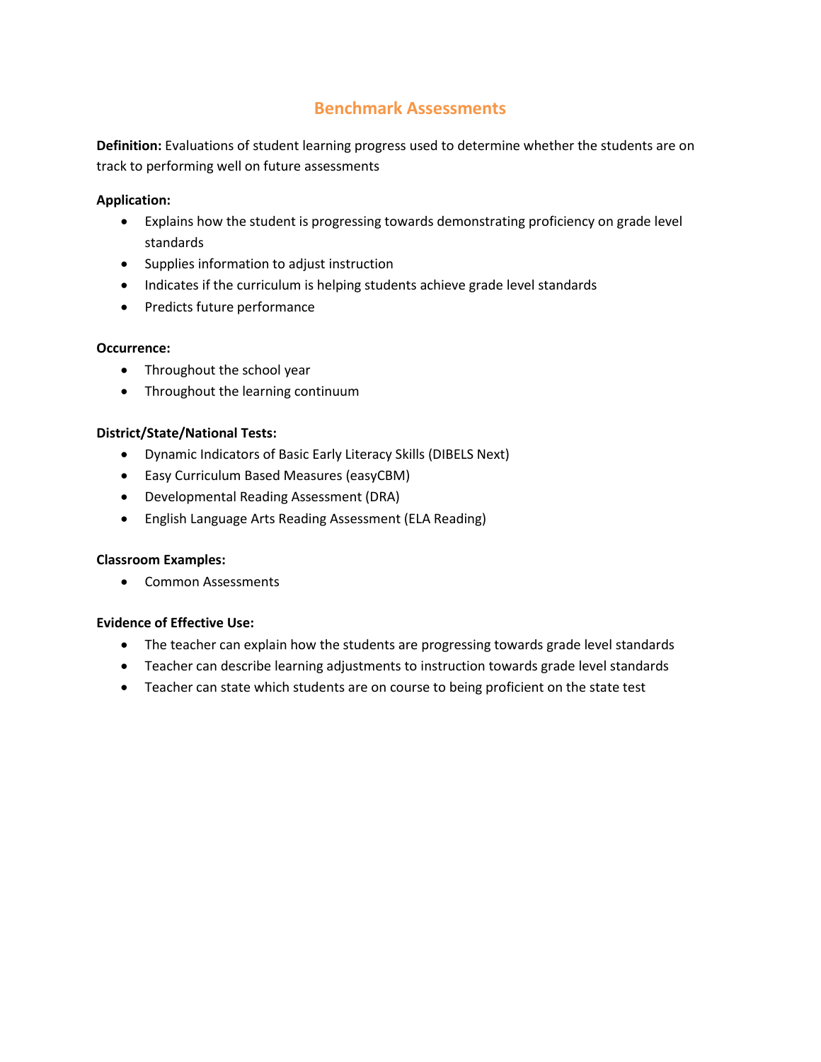# Benchmark Assessments

**Definition:** Evaluations of student learning progress used to determine whether the students are on track to performing well on future assessments

**Application:**

- Explains how the student is progressing towards demonstrating proficiency on grade level standards
- Supplies information to adjust instruction
- Indicates if the curriculum is helping students achieve grade level standards
- Predicts future performance

**Occurrence:**

- Throughout the school year
- Throughout the learning continuum

**District/State/National Tests:**

- Dynamic Indicators of Basic Early Literacy Skills (DIBELS Next)
- Easy Curriculum Based Measures (easyCBM)
- Developmental Reading Assessment (DRA)
- English Language Arts Reading Assessment (ELA Reading)

**Classroom Examples:**

- Common Assessments

**Evidence of Effective Use:**

- The teacher can explain how the students are progressing towards grade level standards
- Teacher can describe learning adjustments to instruction towards grade level standards
- Teacher can state which students are on course to being proficient on the state test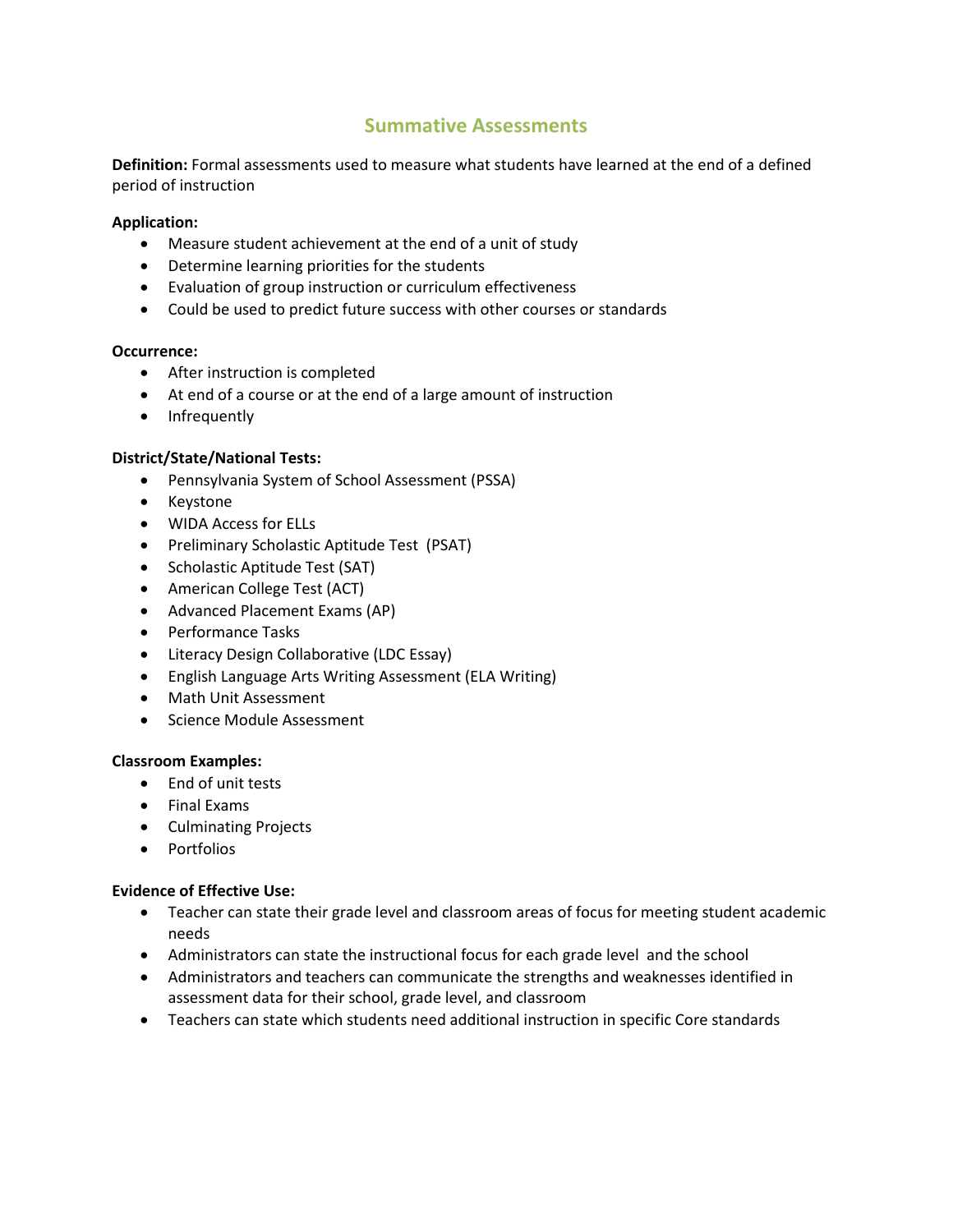## Summative Assessments

**Definition:** Formal assessments used to measure what students have learned at the end of a defined period of instruction

**Application:**

- Measure student achievement at the end of a unit of study
- Determine learning priorities for the students
- Evaluation of group instruction or curriculum effectiveness
- Could be used to predict future success with other courses or standards

**Occurrence:**

- After instruction is completed
- At end of a course or at the end of a large amount of instruction
- Infrequently

**District/State/National Tests:**

- Pennsylvania System of School Assessment (PSSA)
- Keystone
- WIDA Access for ELLs
- Preliminary Scholastic Aptitude Test (PSAT)
- Scholastic Aptitude Test (SAT)
- American College Test (ACT)
- Advanced Placement Exams (AP)
- Performance Tasks
- Literacy Design Collaborative (LDC Essay)
- English Language Arts Writing Assessment (ELA Writing)
- Math Unit Assessment
- Science Module Assessment

**Classroom Examples:**

- End of unit tests
- Final Exams
- Culminating Projects
- Portfolios

**Evidence of Effective Use:**

- Teacher can state their grade level and classroom areas of focus for meeting student academic needs
- Administrators can state the instructional focus for each grade level and the school
- Administrators and teachers can communicate the strengths and weaknesses identified in assessment data for their school, grade level, and classroom
- Teachers can state which students need additional instruction in specific Core standards